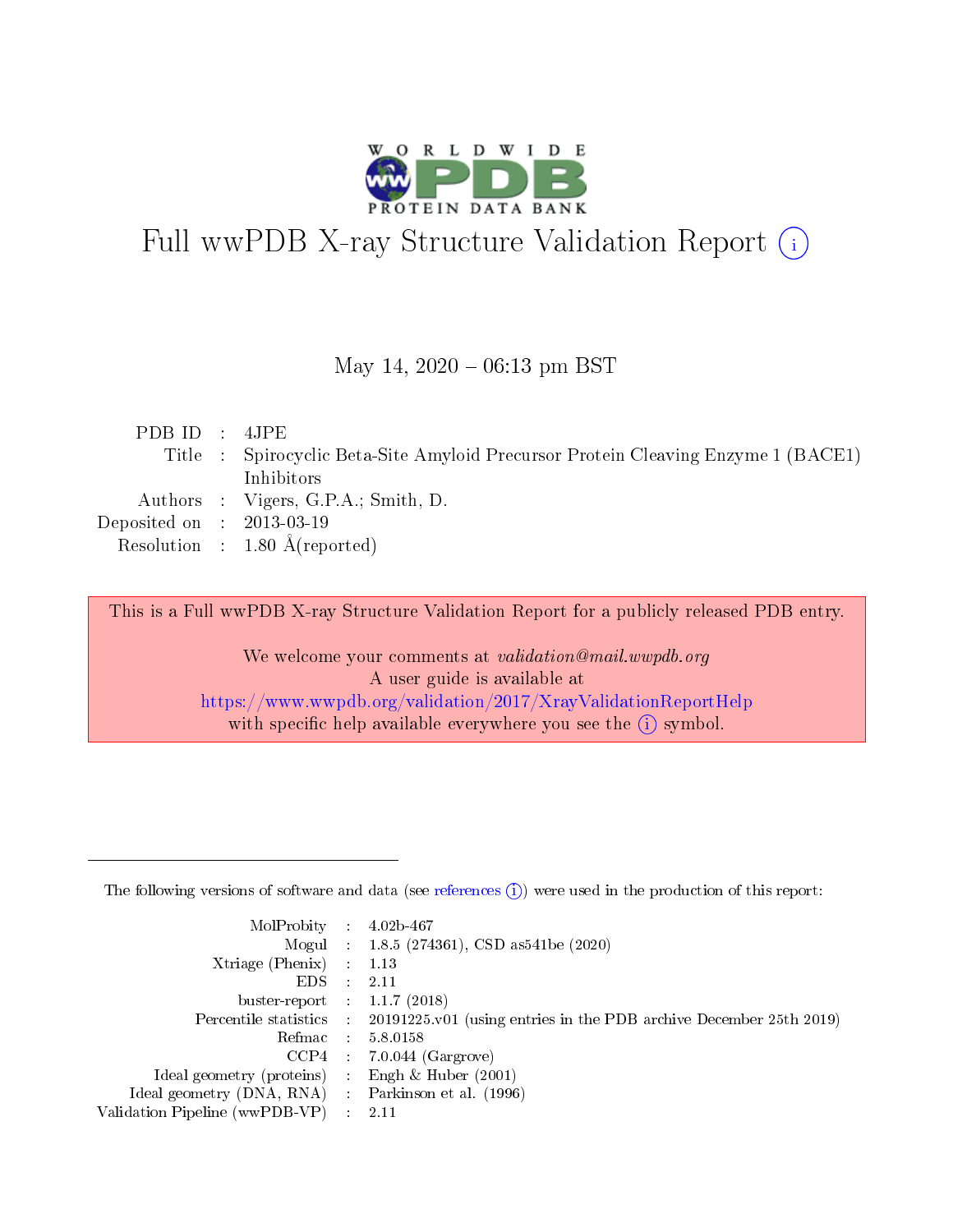# Full wwPDB X-ray Structure Validation Report (i)

May 14, 2020 – 06:13 pm BST

| | | |
|---|---|---|
| PDB ID | : | 4JPE |
| Title | : | Spirocyclic Beta-Site Amyloid Precursor Protein Cleaving Enzyme 1 (BACE1) Inhibitors |
| Authors | : | Vigers, G.P.A.; Smith, D. |
| Deposited on | : | 2013-03-19 |
| Resolution | : | 1.80 Å(reported) |

This is a Full wwPDB X-ray Structure Validation Report for a publicly released PDB entry.

We welcome your comments at *validation@mail.wwpdb.org*
A user guide is available at
https://www.wwpdb.org/validation/2017/XrayValidationReportHelp
with specific help available everywhere you see the (i) symbol.

---

The following versions of software and data (see references (i)) were used in the production of this report:

| | | |
|---|---|---|
| MolProbity | : | 4.02b-467 |
| Mogul | : | 1.8.5 (274361), CSD as541be (2020) |
| Xtriage (Phenix) | : | 1.13 |
| EDS | : | 2.11 |
| buster-report | : | 1.1.7 (2018) |
| Percentile statistics | : | 20191225.v01 (using entries in the PDB archive December 25th 2019) |
| Refmac | : | 5.8.0158 |
| CCP4 | : | 7.0.044 (Gargrove) |
| Ideal geometry (proteins) | : | Engh & Huber (2001) |
| Ideal geometry (DNA, RNA) | : | Parkinson et al. (1996) |
| Validation Pipeline (wwPDB-VP) | : | 2.11 |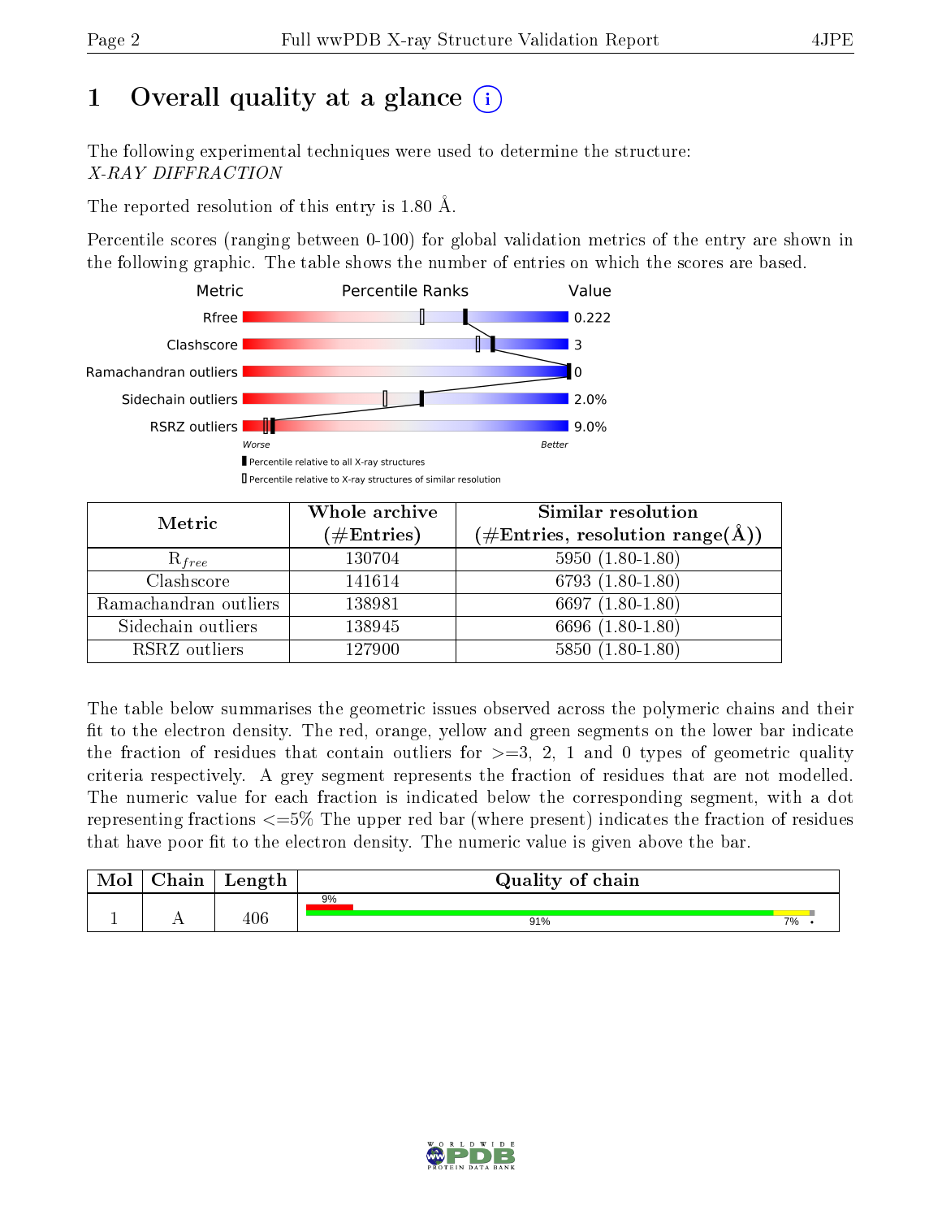# 1 Overall quality at a glance

The following experimental techniques were used to determine the structure:
*X-RAY DIFFRACTION*

The reported resolution of this entry is 1.80 Å.

Percentile scores (ranging between 0-100) for global validation metrics of the entry are shown in the following graphic. The table shows the number of entries on which the scores are based.

| Metric | Value |
|---|---|
| Rfree | 0.222 |
| Clashscore | 3 |
| Ramachandran outliers | 0 |
| Sidechain outliers | 2.0% |
| RSRZ outliers | 9.0% |

Worse — Better

▮ Percentile relative to all X-ray structures

▯ Percentile relative to X-ray structures of similar resolution

| Metric | Whole archive (#Entries) | Similar resolution (#Entries, resolution range(Å)) |
|---|---|---|
| $R_{free}$ | 130704 | 5950 (1.80-1.80) |
| Clashscore | 141614 | 6793 (1.80-1.80) |
| Ramachandran outliers | 138981 | 6697 (1.80-1.80) |
| Sidechain outliers | 138945 | 6696 (1.80-1.80) |
| RSRZ outliers | 127900 | 5850 (1.80-1.80) |

The table below summarises the geometric issues observed across the polymeric chains and their fit to the electron density. The red, orange, yellow and green segments on the lower bar indicate the fraction of residues that contain outliers for >=3, 2, 1 and 0 types of geometric quality criteria respectively. A grey segment represents the fraction of residues that are not modelled. The numeric value for each fraction is indicated below the corresponding segment, with a dot representing fractions <=5% The upper red bar (where present) indicates the fraction of residues that have poor fit to the electron density. The numeric value is given above the bar.

| Mol | Chain | Length | Quality of chain |
|---|---|---|---|
| 1 | A | 406 | 9% (poor fit); 91% (green), 7% (yellow), • (grey) |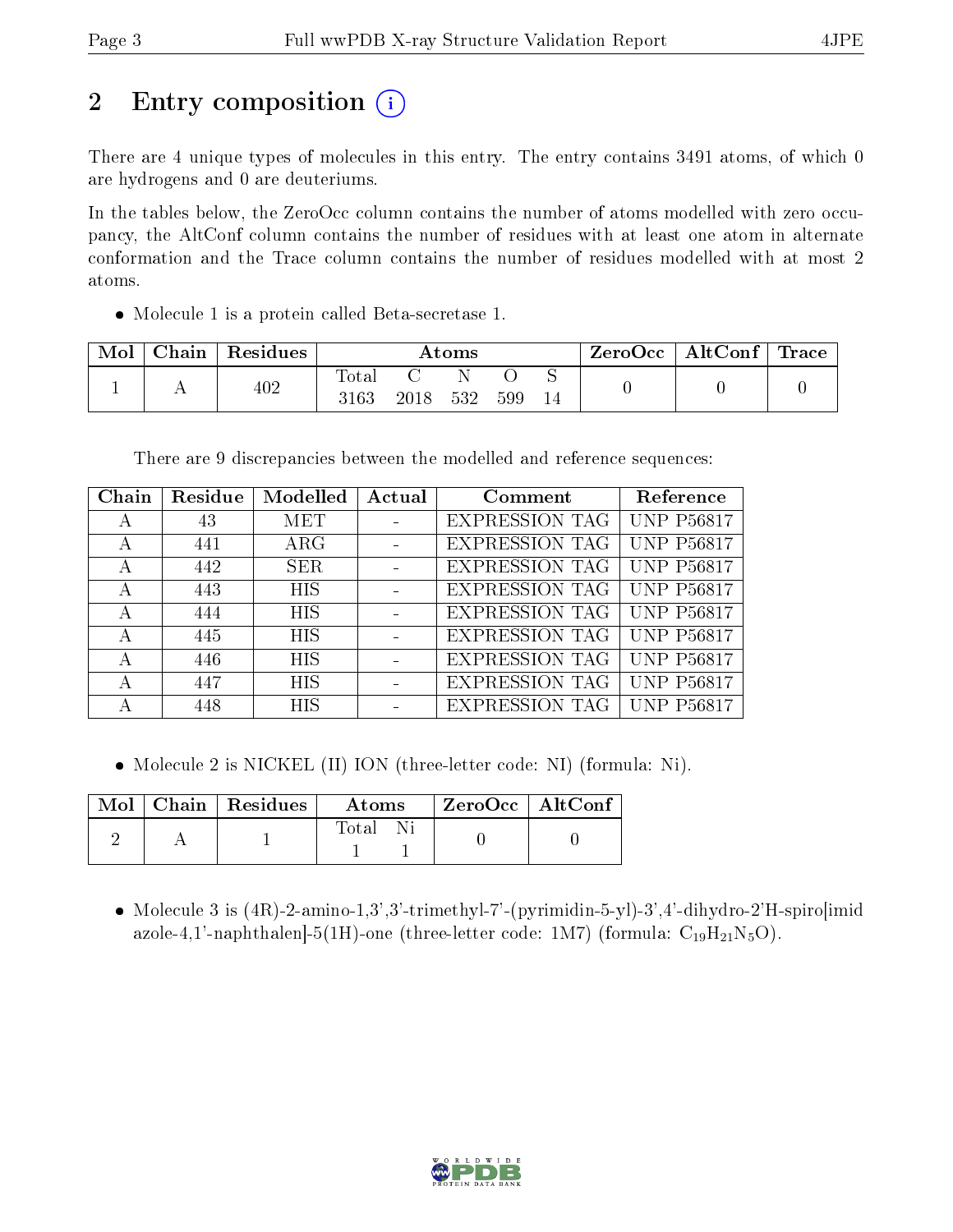# 2 Entry composition (i)

There are 4 unique types of molecules in this entry. The entry contains 3491 atoms, of which 0 are hydrogens and 0 are deuteriums.

In the tables below, the ZeroOcc column contains the number of atoms modelled with zero occupancy, the AltConf column contains the number of residues with at least one atom in alternate conformation and the Trace column contains the number of residues modelled with at most 2 atoms.

- Molecule 1 is a protein called Beta-secretase 1.

| Mol | Chain | Residues | Atoms | | | | | ZeroOcc | AltConf | Trace |
|---|---|---|---|---|---|---|---|---|---|---|
| 1 | A | 402 | Total<br>3163 | C<br>2018 | N<br>532 | O<br>599 | S<br>14 | 0 | 0 | 0 |

There are 9 discrepancies between the modelled and reference sequences:

| Chain | Residue | Modelled | Actual | Comment | Reference |
|---|---|---|---|---|---|
| A | 43 | MET | - | EXPRESSION TAG | UNP P56817 |
| A | 441 | ARG | - | EXPRESSION TAG | UNP P56817 |
| A | 442 | SER | - | EXPRESSION TAG | UNP P56817 |
| A | 443 | HIS | - | EXPRESSION TAG | UNP P56817 |
| A | 444 | HIS | - | EXPRESSION TAG | UNP P56817 |
| A | 445 | HIS | - | EXPRESSION TAG | UNP P56817 |
| A | 446 | HIS | - | EXPRESSION TAG | UNP P56817 |
| A | 447 | HIS | - | EXPRESSION TAG | UNP P56817 |
| A | 448 | HIS | - | EXPRESSION TAG | UNP P56817 |

- Molecule 2 is NICKEL (II) ION (three-letter code: NI) (formula: Ni).

| Mol | Chain | Residues | Atoms | | ZeroOcc | AltConf |
|---|---|---|---|---|---|---|
| 2 | A | 1 | Total<br>1 | Ni<br>1 | 0 | 0 |

- Molecule 3 is (4R)-2-amino-1,3',3'-trimethyl-7'-(pyrimidin-5-yl)-3',4'-dihydro-2'H-spiro[imidazole-4,1'-naphthalen]-5(1H)-one (three-letter code: 1M7) (formula: $C_{19}H_{21}N_5O$).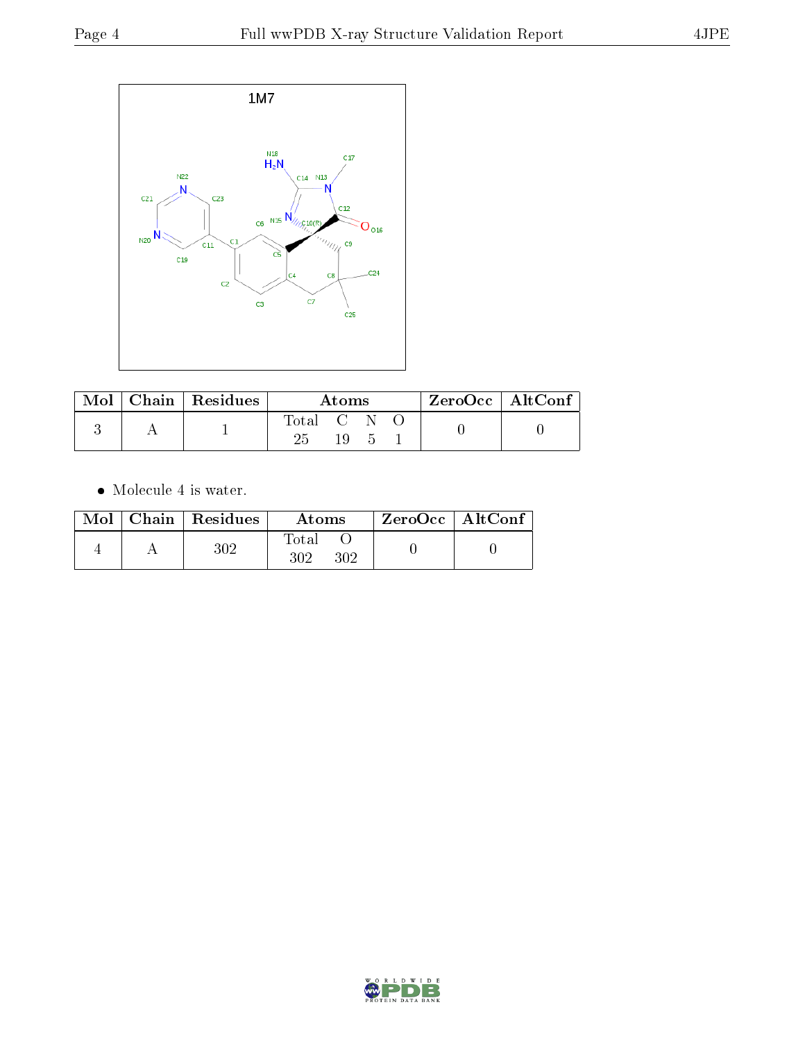| Mol | Chain | Residues | Atoms | | | | ZeroOcc | AltConf |
|---|---|---|---|---|---|---|---|---|
| | | | Total | C | N | O | | |
| 3 | A | 1 | 25 | 19 | 5 | 1 | 0 | 0 |

- Molecule 4 is water.

| Mol | Chain | Residues | Atoms | | ZeroOcc | AltConf |
|---|---|---|---|---|---|---|
| | | | Total | O | | |
| 4 | A | 302 | 302 | 302 | 0 | 0 |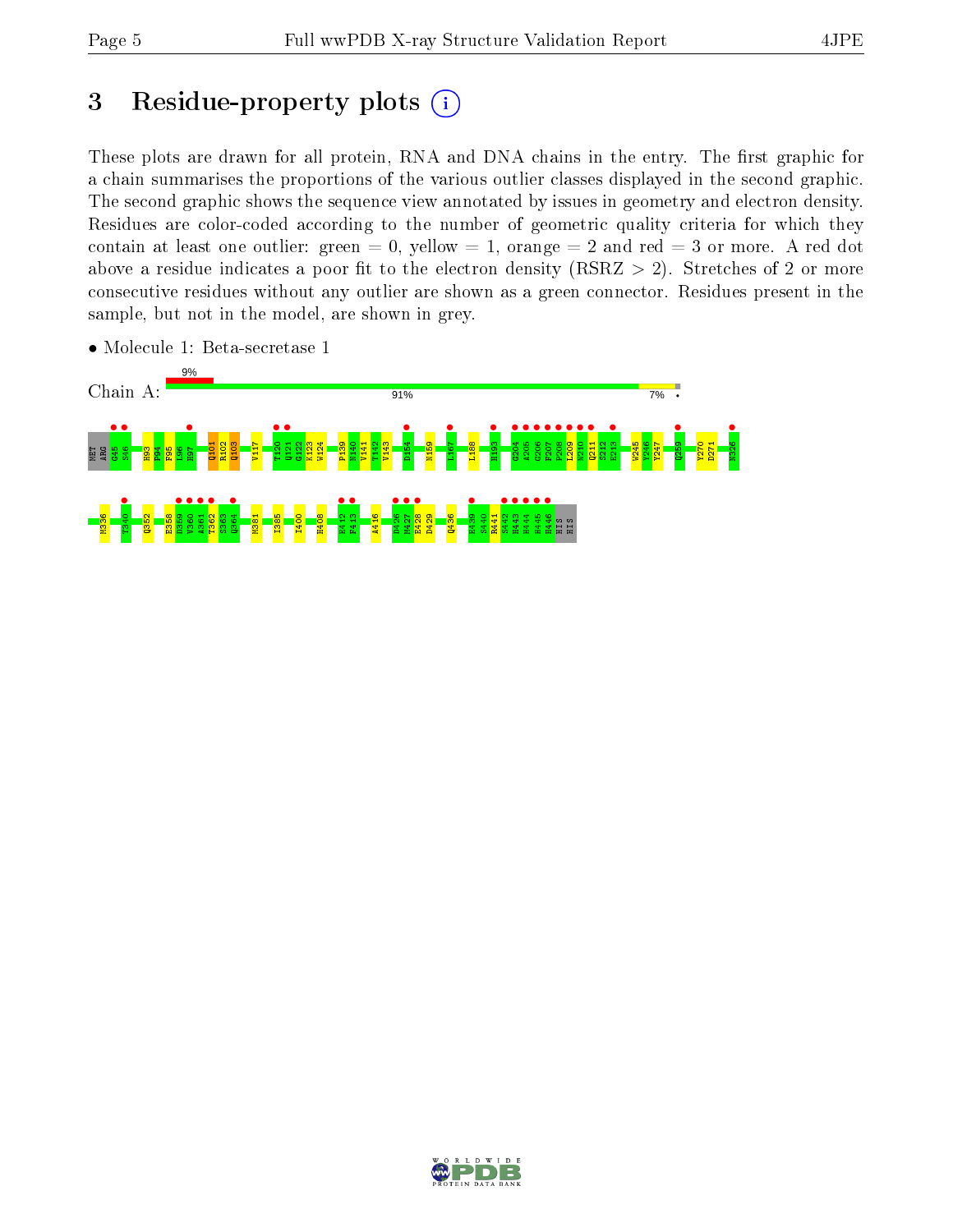# 3 Residue-property plots

These plots are drawn for all protein, RNA and DNA chains in the entry. The first graphic for a chain summarises the proportions of the various outlier classes displayed in the second graphic. The second graphic shows the sequence view annotated by issues in geometry and electron density. Residues are color-coded according to the number of geometric quality criteria for which they contain at least one outlier: green = 0, yellow = 1, orange = 2 and red = 3 or more. A red dot above a residue indicates a poor fit to the electron density (RSRZ > 2). Stretches of 2 or more consecutive residues without any outlier are shown as a green connector. Residues present in the sample, but not in the model, are shown in grey.

- Molecule 1: Beta-secretase 1

Chain A: 9% | 91% | 7%

MET ARG G45 S46 H93 P94 F95 L96 H97 Q101 R102 Q103 V117 T120 Q121 G122 K123 W124 P139 N140 V141 T142 V143 D154 N159 L167 L188 H193 G204 A205 G206 F207 P208 L209 N210 Q211 S212 E213 W245 V246 Y247 Q259 Y270 D271 N326 M336 T340 Q352 E358 D359 V360 A361 T362 S363 Q364 M381 I385 I400 H408 E412 F413 A416 D426 M427 E428 D429 Q436 E439 S440 R441 S442 H443 H444 H445 H446 HIS HIS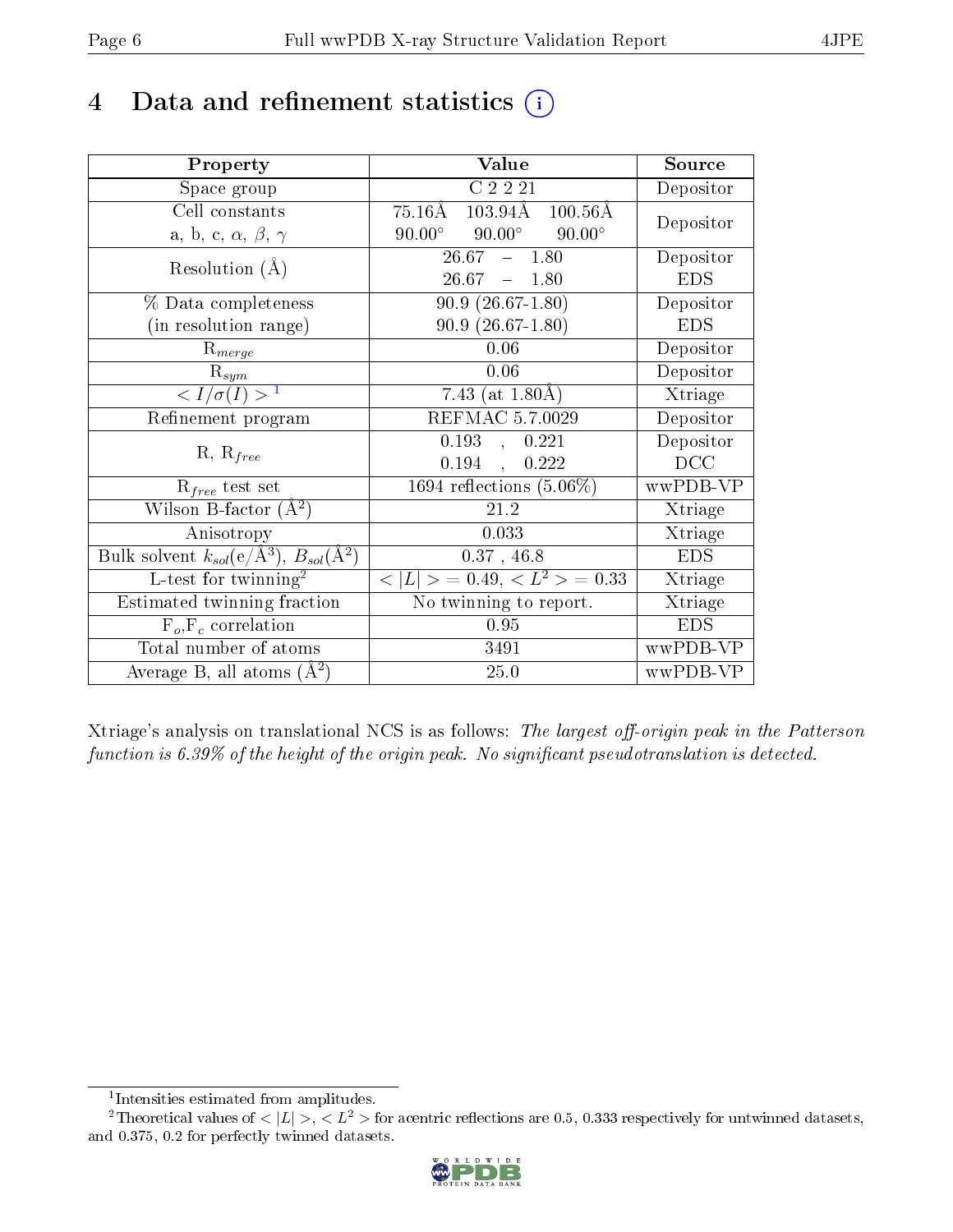# 4 Data and refinement statistics

| Property | Value | Source |
|---|---|---|
| Space group | C 2 2 21 | Depositor |
| Cell constants<br>a, b, c, $\alpha$, $\beta$, $\gamma$ | 75.16Å 103.94Å 100.56Å<br>90.00° 90.00° 90.00° | Depositor |
| Resolution (Å) | 26.67 – 1.80<br>26.67 – 1.80 | Depositor<br>EDS |
| % Data completeness<br>(in resolution range) | 90.9 (26.67-1.80)<br>90.9 (26.67-1.80) | Depositor<br>EDS |
| $R_{merge}$ | 0.06 | Depositor |
| $R_{sym}$ | 0.06 | Depositor |
| $< I/\sigma(I) >$ [1] | 7.43 (at 1.80Å) | Xtriage |
| Refinement program | REFMAC 5.7.0029 | Depositor |
| R, $R_{free}$ | 0.193 , 0.221<br>0.194 , 0.222 | Depositor<br>DCC |
| $R_{free}$ test set | 1694 reflections (5.06%) | wwPDB-VP |
| Wilson B-factor (Å$^2$) | 21.2 | Xtriage |
| Anisotropy | 0.033 | Xtriage |
| Bulk solvent $k_{sol}$(e/Å$^3$), $B_{sol}$(Å$^2$) | 0.37 , 46.8 | EDS |
| L-test for twinning[2] | $< \|L\| >$ = 0.49, $< L^2 >$ = 0.33 | Xtriage |
| Estimated twinning fraction | No twinning to report. | Xtriage |
| $F_o$,$F_c$ correlation | 0.95 | EDS |
| Total number of atoms | 3491 | wwPDB-VP |
| Average B, all atoms (Å$^2$) | 25.0 | wwPDB-VP |

Xtriage's analysis on translational NCS is as follows: *The largest off-origin peak in the Patterson function is 6.39% of the height of the origin peak. No significant pseudotranslation is detected.*

[1] Intensities estimated from amplitudes.

[2] Theoretical values of $< |L| >$, $< L^2 >$ for acentric reflections are 0.5, 0.333 respectively for untwinned datasets, and 0.375, 0.2 for perfectly twinned datasets.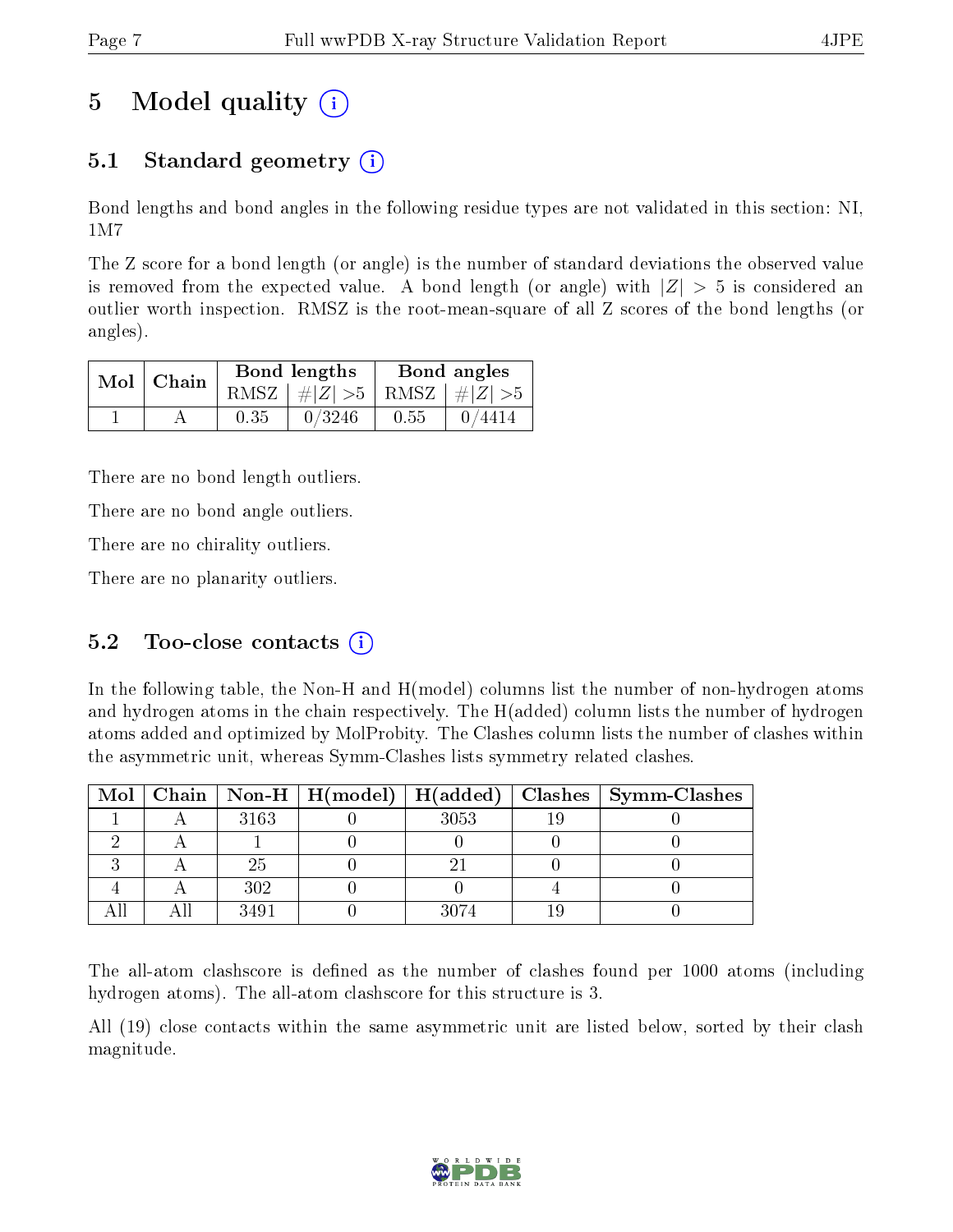# 5 Model quality (i)

## 5.1 Standard geometry (i)

Bond lengths and bond angles in the following residue types are not validated in this section: NI, 1M7

The Z score for a bond length (or angle) is the number of standard deviations the observed value is removed from the expected value. A bond length (or angle) with $|Z| > 5$ is considered an outlier worth inspection. RMSZ is the root-mean-square of all Z scores of the bond lengths (or angles).

| Mol | Chain | Bond lengths | | Bond angles | |
|---|---|---|---|---|---|
| | | RMSZ | $\#\|Z\| > 5$ | RMSZ | $\#\|Z\| > 5$ |
| 1 | A | 0.35 | 0/3246 | 0.55 | 0/4414 |

There are no bond length outliers.

There are no bond angle outliers.

There are no chirality outliers.

There are no planarity outliers.

## 5.2 Too-close contacts (i)

In the following table, the Non-H and H(model) columns list the number of non-hydrogen atoms and hydrogen atoms in the chain respectively. The H(added) column lists the number of hydrogen atoms added and optimized by MolProbity. The Clashes column lists the number of clashes within the asymmetric unit, whereas Symm-Clashes lists symmetry related clashes.

| Mol | Chain | Non-H | H(model) | H(added) | Clashes | Symm-Clashes |
|---|---|---|---|---|---|---|
| 1 | A | 3163 | 0 | 3053 | 19 | 0 |
| 2 | A | 1 | 0 | 0 | 0 | 0 |
| 3 | A | 25 | 0 | 21 | 0 | 0 |
| 4 | A | 302 | 0 | 0 | 4 | 0 |
| All | All | 3491 | 0 | 3074 | 19 | 0 |

The all-atom clashscore is defined as the number of clashes found per 1000 atoms (including hydrogen atoms). The all-atom clashscore for this structure is 3.

All (19) close contacts within the same asymmetric unit are listed below, sorted by their clash magnitude.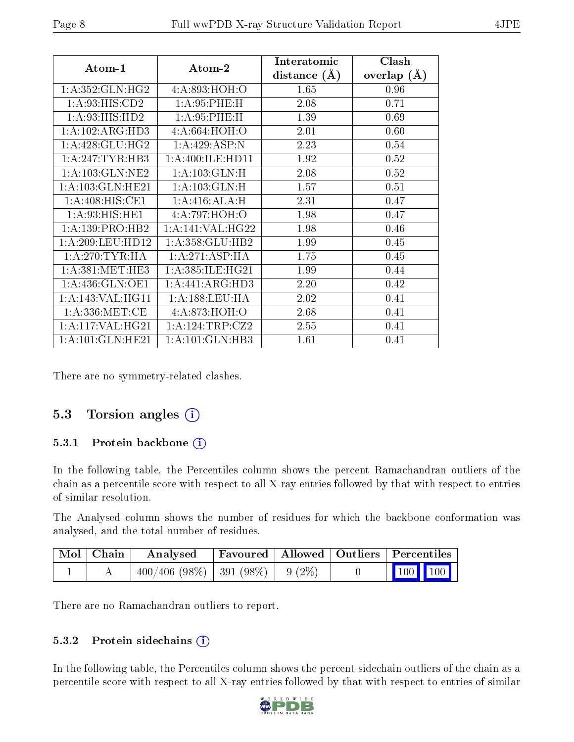| Atom-1 | Atom-2 | Interatomic distance (Å) | Clash overlap (Å) |
|---|---|---|---|
| 1:A:352:GLN:HG2 | 4:A:893:HOH:O | 1.65 | 0.96 |
| 1:A:93:HIS:CD2 | 1:A:95:PHE:H | 2.08 | 0.71 |
| 1:A:93:HIS:HD2 | 1:A:95:PHE:H | 1.39 | 0.69 |
| 1:A:102:ARG:HD3 | 4:A:664:HOH:O | 2.01 | 0.60 |
| 1:A:428:GLU:HG2 | 1:A:429:ASP:N | 2.23 | 0.54 |
| 1:A:247:TYR:HB3 | 1:A:400:ILE:HD11 | 1.92 | 0.52 |
| 1:A:103:GLN:NE2 | 1:A:103:GLN:H | 2.08 | 0.52 |
| 1:A:103:GLN:HE21 | 1:A:103:GLN:H | 1.57 | 0.51 |
| 1:A:408:HIS:CE1 | 1:A:416:ALA:H | 2.31 | 0.47 |
| 1:A:93:HIS:HE1 | 4:A:797:HOH:O | 1.98 | 0.47 |
| 1:A:139:PRO:HB2 | 1:A:141:VAL:HG22 | 1.98 | 0.46 |
| 1:A:209:LEU:HD12 | 1:A:358:GLU:HB2 | 1.99 | 0.45 |
| 1:A:270:TYR:HA | 1:A:271:ASP:HA | 1.75 | 0.45 |
| 1:A:381:MET:HE3 | 1:A:385:ILE:HG21 | 1.99 | 0.44 |
| 1:A:436:GLN:OE1 | 1:A:441:ARG:HD3 | 2.20 | 0.42 |
| 1:A:143:VAL:HG11 | 1:A:188:LEU:HA | 2.02 | 0.41 |
| 1:A:336:MET:CE | 4:A:873:HOH:O | 2.68 | 0.41 |
| 1:A:117:VAL:HG21 | 1:A:124:TRP:CZ2 | 2.55 | 0.41 |
| 1:A:101:GLN:HE21 | 1:A:101:GLN:HB3 | 1.61 | 0.41 |

There are no symmetry-related clashes.

## 5.3 Torsion angles

### 5.3.1 Protein backbone

In the following table, the Percentiles column shows the percent Ramachandran outliers of the chain as a percentile score with respect to all X-ray entries followed by that with respect to entries of similar resolution.

The Analysed column shows the number of residues for which the backbone conformation was analysed, and the total number of residues.

| Mol | Chain | Analysed | Favoured | Allowed | Outliers | Percentiles | |
|---|---|---|---|---|---|---|---|
| 1 | A | 400/406 (98%) | 391 (98%) | 9 (2%) | 0 | 100 | 100 |

There are no Ramachandran outliers to report.

### 5.3.2 Protein sidechains

In the following table, the Percentiles column shows the percent sidechain outliers of the chain as a percentile score with respect to all X-ray entries followed by that with respect to entries of similar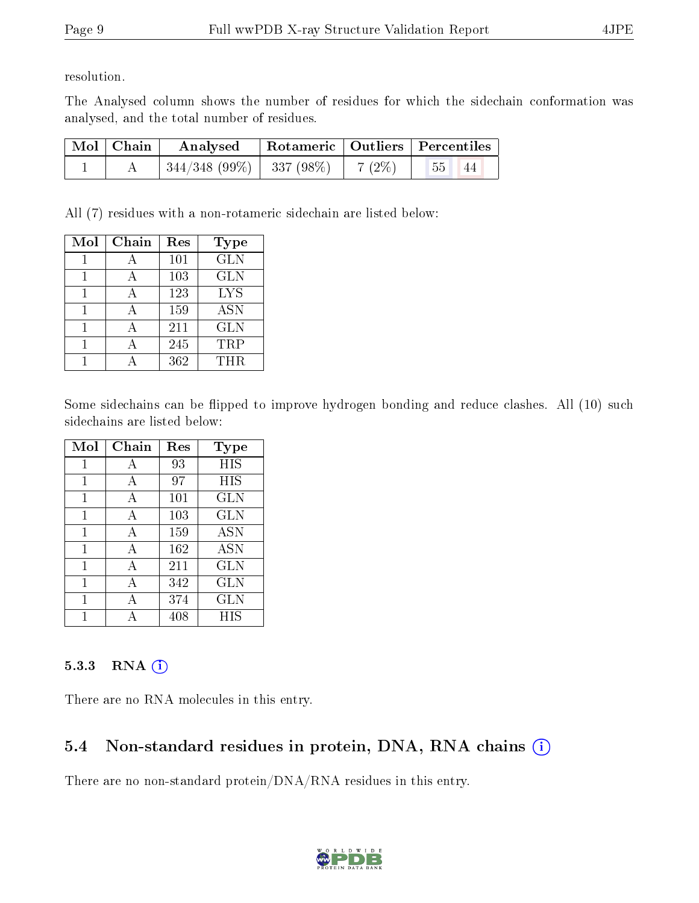resolution.

The Analysed column shows the number of residues for which the sidechain conformation was analysed, and the total number of residues.

| Mol | Chain | Analysed | Rotameric | Outliers | Percentiles | |
|---|---|---|---|---|---|---|
| 1 | A | 344/348 (99%) | 337 (98%) | 7 (2%) | 55 | 44 |

All (7) residues with a non-rotameric sidechain are listed below:

| Mol | Chain | Res | Type |
|---|---|---|---|
| 1 | A | 101 | GLN |
| 1 | A | 103 | GLN |
| 1 | A | 123 | LYS |
| 1 | A | 159 | ASN |
| 1 | A | 211 | GLN |
| 1 | A | 245 | TRP |
| 1 | A | 362 | THR |

Some sidechains can be flipped to improve hydrogen bonding and reduce clashes. All (10) such sidechains are listed below:

| Mol | Chain | Res | Type |
|---|---|---|---|
| 1 | A | 93 | HIS |
| 1 | A | 97 | HIS |
| 1 | A | 101 | GLN |
| 1 | A | 103 | GLN |
| 1 | A | 159 | ASN |
| 1 | A | 162 | ASN |
| 1 | A | 211 | GLN |
| 1 | A | 342 | GLN |
| 1 | A | 374 | GLN |
| 1 | A | 408 | HIS |

### 5.3.3 RNA

There are no RNA molecules in this entry.

## 5.4 Non-standard residues in protein, DNA, RNA chains

There are no non-standard protein/DNA/RNA residues in this entry.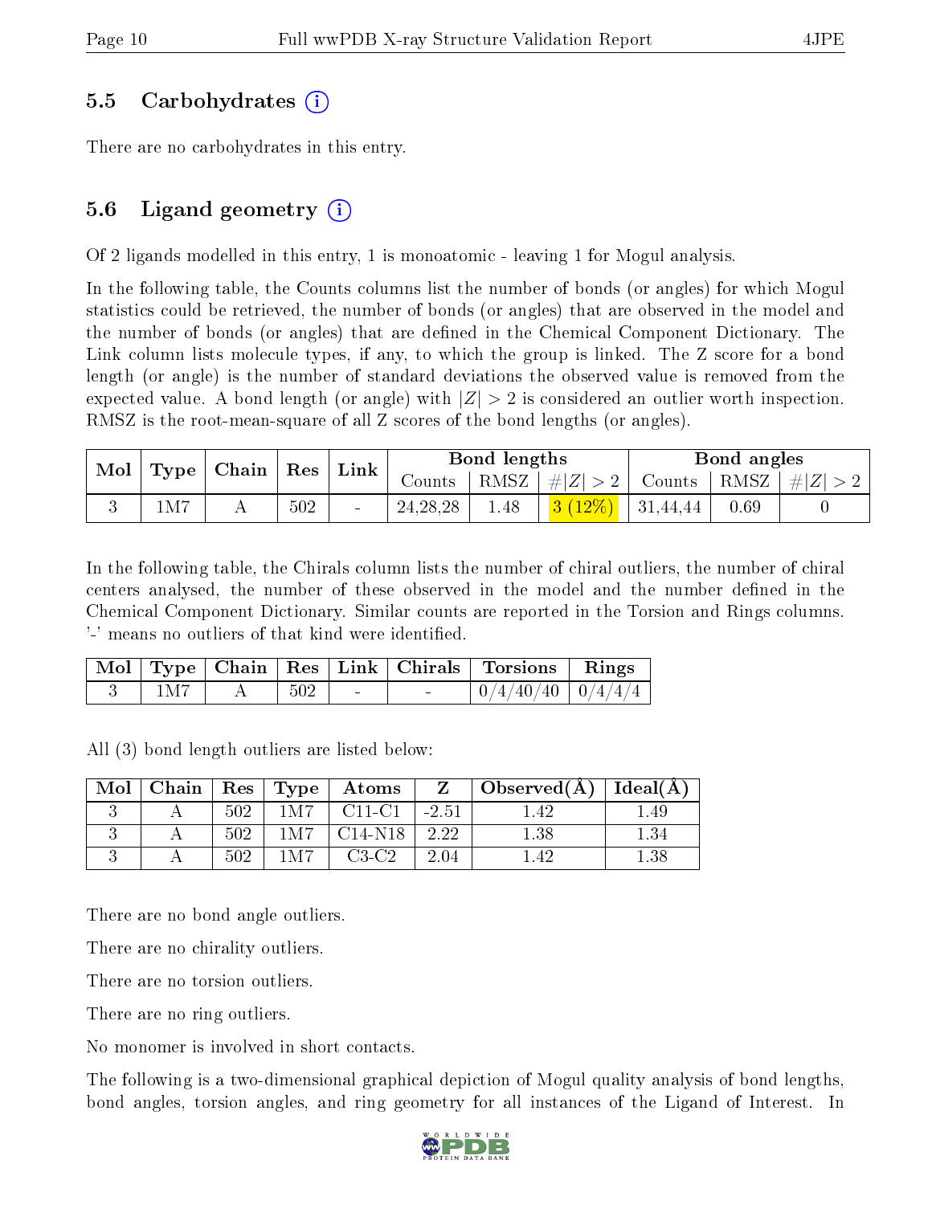### 5.5 Carbohydrates (i)

There are no carbohydrates in this entry.

### 5.6 Ligand geometry (i)

Of 2 ligands modelled in this entry, 1 is monoatomic - leaving 1 for Mogul analysis.

In the following table, the Counts columns list the number of bonds (or angles) for which Mogul statistics could be retrieved, the number of bonds (or angles) that are observed in the model and the number of bonds (or angles) that are defined in the Chemical Component Dictionary. The Link column lists molecule types, if any, to which the group is linked. The Z score for a bond length (or angle) is the number of standard deviations the observed value is removed from the expected value. A bond length (or angle) with $|Z| > 2$ is considered an outlier worth inspection. RMSZ is the root-mean-square of all Z scores of the bond lengths (or angles).

| Mol | Type | Chain | Res | Link | Bond lengths | | | Bond angles | | |
|---|---|---|---|---|---|---|---|---|---|---|
| | | | | | Counts | RMSZ | $\#\|Z\| > 2$ | Counts | RMSZ | $\#\|Z\| > 2$ |
| 3 | 1M7 | A | 502 | - | 24,28,28 | 1.48 | 3 (12%) | 31,44,44 | 0.69 | 0 |

In the following table, the Chirals column lists the number of chiral outliers, the number of chiral centers analysed, the number of these observed in the model and the number defined in the Chemical Component Dictionary. Similar counts are reported in the Torsion and Rings columns. '-' means no outliers of that kind were identified.

| Mol | Type | Chain | Res | Link | Chirals | Torsions | Rings |
|---|---|---|---|---|---|---|---|
| 3 | 1M7 | A | 502 | - | - | 0/4/40/40 | 0/4/4/4 |

All (3) bond length outliers are listed below:

| Mol | Chain | Res | Type | Atoms | Z | Observed(Å) | Ideal(Å) |
|---|---|---|---|---|---|---|---|
| 3 | A | 502 | 1M7 | C11-C1 | -2.51 | 1.42 | 1.49 |
| 3 | A | 502 | 1M7 | C14-N18 | 2.22 | 1.38 | 1.34 |
| 3 | A | 502 | 1M7 | C3-C2 | 2.04 | 1.42 | 1.38 |

There are no bond angle outliers.

There are no chirality outliers.

There are no torsion outliers.

There are no ring outliers.

No monomer is involved in short contacts.

The following is a two-dimensional graphical depiction of Mogul quality analysis of bond lengths, bond angles, torsion angles, and ring geometry for all instances of the Ligand of Interest. In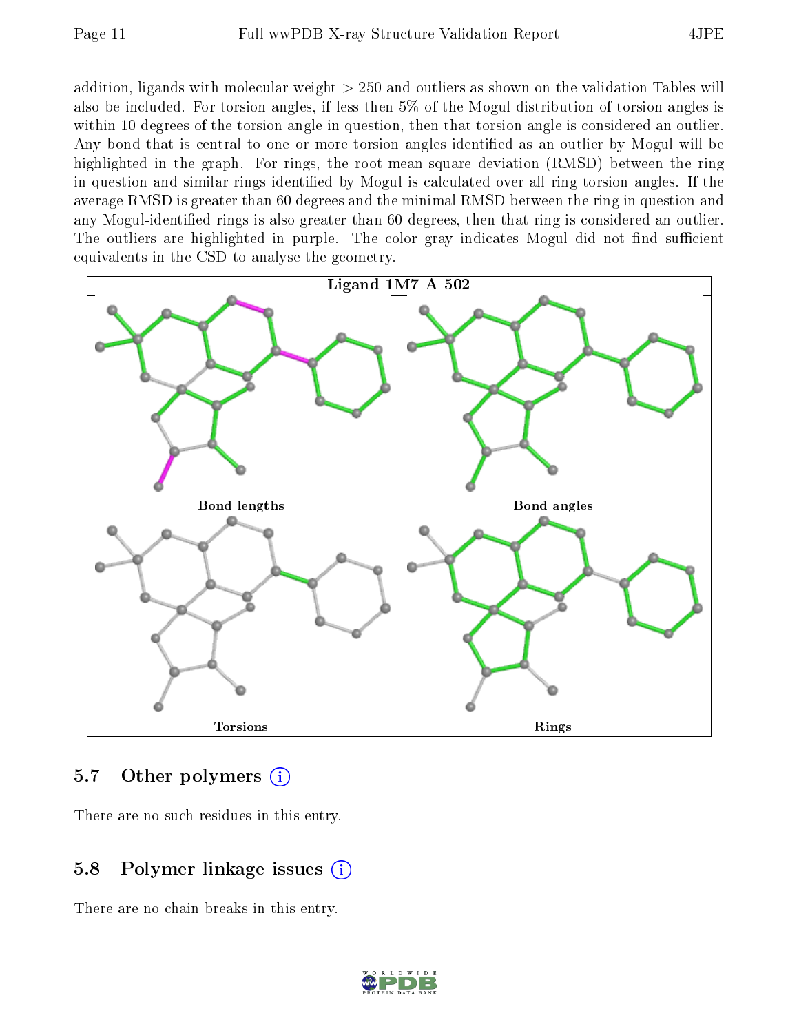addition, ligands with molecular weight > 250 and outliers as shown on the validation Tables will also be included. For torsion angles, if less then 5% of the Mogul distribution of torsion angles is within 10 degrees of the torsion angle in question, then that torsion angle is considered an outlier. Any bond that is central to one or more torsion angles identified as an outlier by Mogul will be highlighted in the graph. For rings, the root-mean-square deviation (RMSD) between the ring in question and similar rings identified by Mogul is calculated over all ring torsion angles. If the average RMSD is greater than 60 degrees and the minimal RMSD between the ring in question and any Mogul-identified rings is also greater than 60 degrees, then that ring is considered an outlier. The outliers are highlighted in purple. The color gray indicates Mogul did not find sufficient equivalents in the CSD to analyse the geometry.

Ligand 1M7 A 502

Bond lengths

Bond angles

Torsions

Rings

## 5.7 Other polymers

There are no such residues in this entry.

## 5.8 Polymer linkage issues

There are no chain breaks in this entry.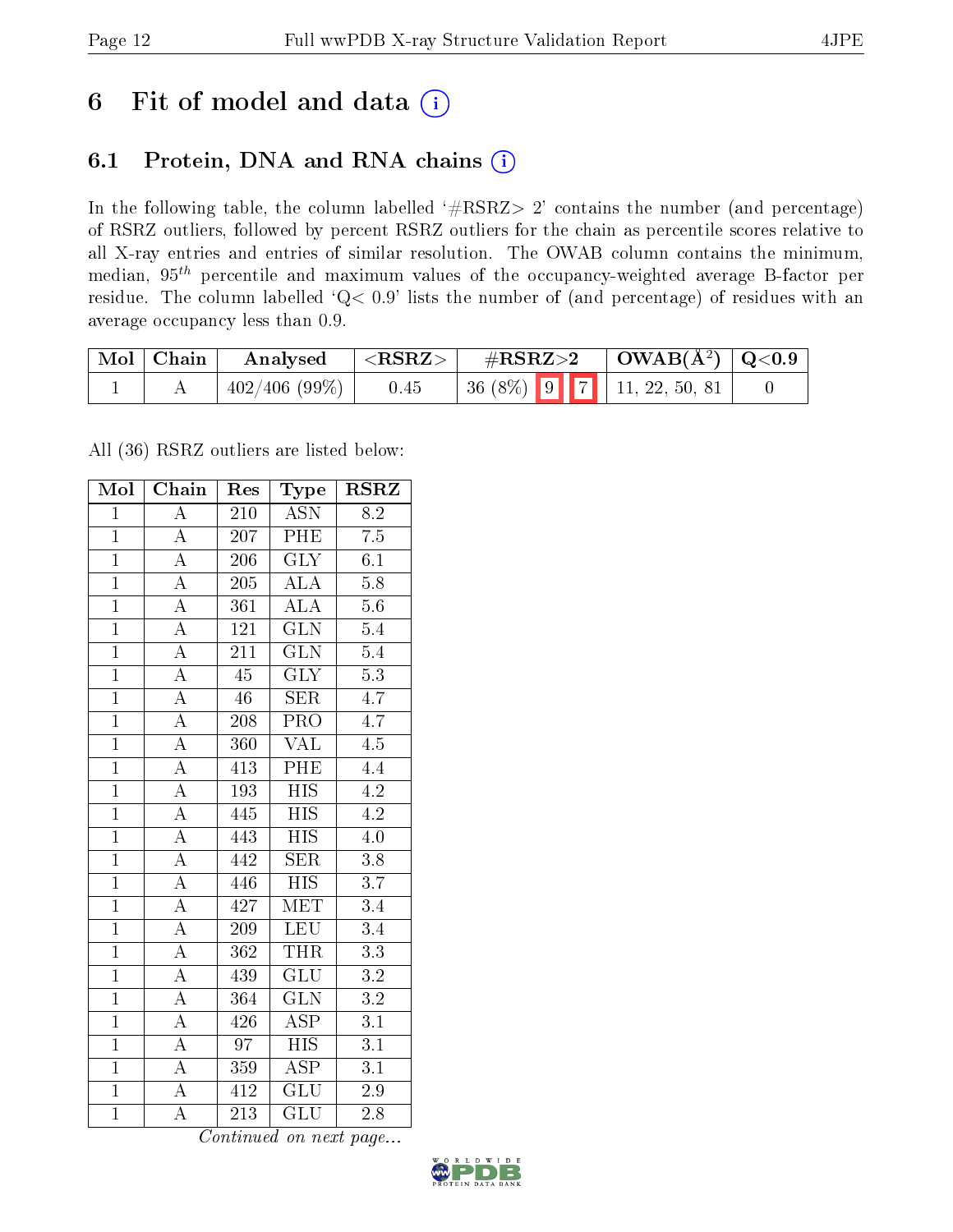# 6 Fit of model and data (i)

## 6.1 Protein, DNA and RNA chains (i)

In the following table, the column labelled '#RSRZ> 2' contains the number (and percentage) of RSRZ outliers, followed by percent RSRZ outliers for the chain as percentile scores relative to all X-ray entries and entries of similar resolution. The OWAB column contains the minimum, median, $95^{th}$ percentile and maximum values of the occupancy-weighted average B-factor per residue. The column labelled 'Q< 0.9' lists the number of (and percentage) of residues with an average occupancy less than 0.9.

| Mol | Chain | Analysed | <RSRZ> | #RSRZ>2 | | | OWAB(Å$^2$) | Q<0.9 |
|---|---|---|---|---|---|---|---|---|
| 1 | A | 402/406 (99%) | 0.45 | 36 (8%) | 9 | 7 | 11, 22, 50, 81 | 0 |

All (36) RSRZ outliers are listed below:

| Mol | Chain | Res | Type | RSRZ |
|---|---|---|---|---|
| 1 | A | 210 | ASN | 8.2 |
| 1 | A | 207 | PHE | 7.5 |
| 1 | A | 206 | GLY | 6.1 |
| 1 | A | 205 | ALA | 5.8 |
| 1 | A | 361 | ALA | 5.6 |
| 1 | A | 121 | GLN | 5.4 |
| 1 | A | 211 | GLN | 5.4 |
| 1 | A | 45 | GLY | 5.3 |
| 1 | A | 46 | SER | 4.7 |
| 1 | A | 208 | PRO | 4.7 |
| 1 | A | 360 | VAL | 4.5 |
| 1 | A | 413 | PHE | 4.4 |
| 1 | A | 193 | HIS | 4.2 |
| 1 | A | 445 | HIS | 4.2 |
| 1 | A | 443 | HIS | 4.0 |
| 1 | A | 442 | SER | 3.8 |
| 1 | A | 446 | HIS | 3.7 |
| 1 | A | 427 | MET | 3.4 |
| 1 | A | 209 | LEU | 3.4 |
| 1 | A | 362 | THR | 3.3 |
| 1 | A | 439 | GLU | 3.2 |
| 1 | A | 364 | GLN | 3.2 |
| 1 | A | 426 | ASP | 3.1 |
| 1 | A | 97 | HIS | 3.1 |
| 1 | A | 359 | ASP | 3.1 |
| 1 | A | 412 | GLU | 2.9 |
| 1 | A | 213 | GLU | 2.8 |

*Continued on next page...*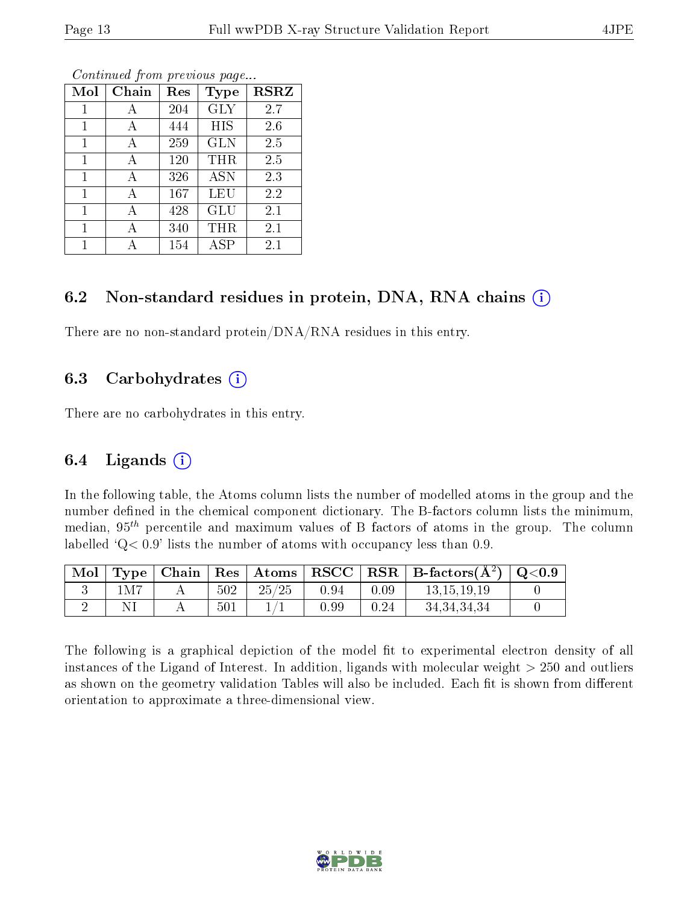*Continued from previous page...*

| Mol | Chain | Res | Type | RSRZ |
|---|---|---|---|---|
| 1 | A | 204 | GLY | 2.7 |
| 1 | A | 444 | HIS | 2.6 |
| 1 | A | 259 | GLN | 2.5 |
| 1 | A | 120 | THR | 2.5 |
| 1 | A | 326 | ASN | 2.3 |
| 1 | A | 167 | LEU | 2.2 |
| 1 | A | 428 | GLU | 2.1 |
| 1 | A | 340 | THR | 2.1 |
| 1 | A | 154 | ASP | 2.1 |

### 6.2 Non-standard residues in protein, DNA, RNA chains (i)

There are no non-standard protein/DNA/RNA residues in this entry.

### 6.3 Carbohydrates (i)

There are no carbohydrates in this entry.

### 6.4 Ligands (i)

In the following table, the Atoms column lists the number of modelled atoms in the group and the number defined in the chemical component dictionary. The B-factors column lists the minimum, median, $95^{th}$ percentile and maximum values of B factors of atoms in the group. The column labelled 'Q< 0.9' lists the number of atoms with occupancy less than 0.9.

| Mol | Type | Chain | Res | Atoms | RSCC | RSR | B-factors(Å$^2$) | Q<0.9 |
|---|---|---|---|---|---|---|---|---|
| 3 | 1M7 | A | 502 | 25/25 | 0.94 | 0.09 | 13,15,19,19 | 0 |
| 2 | NI | A | 501 | 1/1 | 0.99 | 0.24 | 34,34,34,34 | 0 |

The following is a graphical depiction of the model fit to experimental electron density of all instances of the Ligand of Interest. In addition, ligands with molecular weight > 250 and outliers as shown on the geometry validation Tables will also be included. Each fit is shown from different orientation to approximate a three-dimensional view.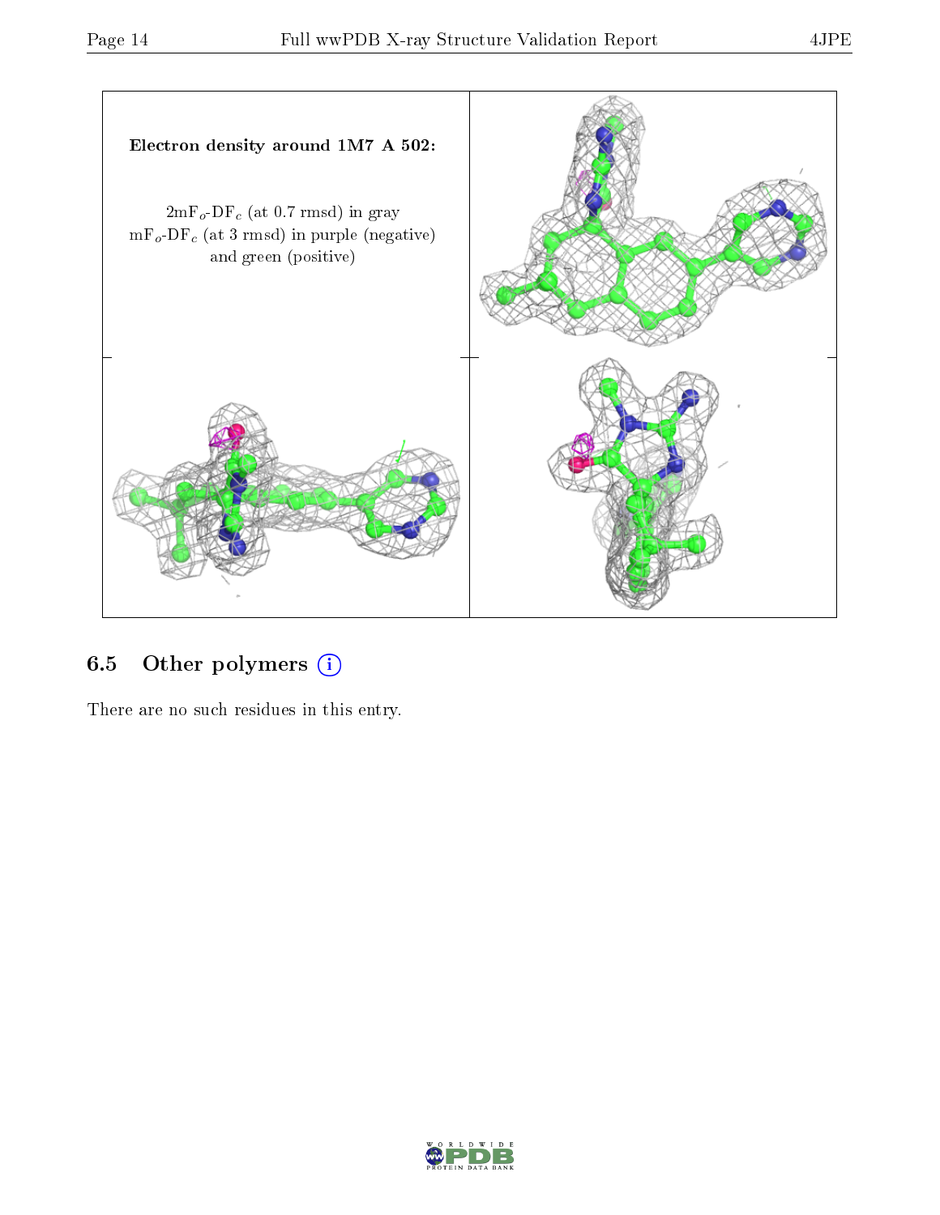**Electron density around 1M7 A 502:**

$2mF_o$-$DF_c$ (at 0.7 rmsd) in gray
$mF_o$-$DF_c$ (at 3 rmsd) in purple (negative)
and green (positive)

### 6.5 Other polymers

There are no such residues in this entry.